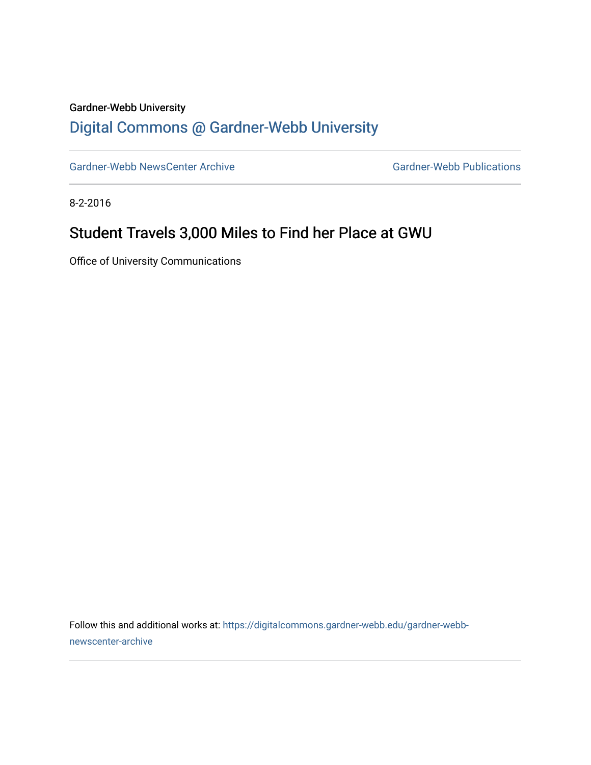Gardner-Webb University

## Digital Commons @ Gardner-Webb University

Gardner-Webb NewsCenter Archive | Gardner-Webb Publications

8-2-2016

# Student Travels 3,000 Miles to Find her Place at GWU

Office of University Communications

Follow this and additional works at: https://digitalcommons.gardner-webb.edu/gardner-webb-newscenter-archive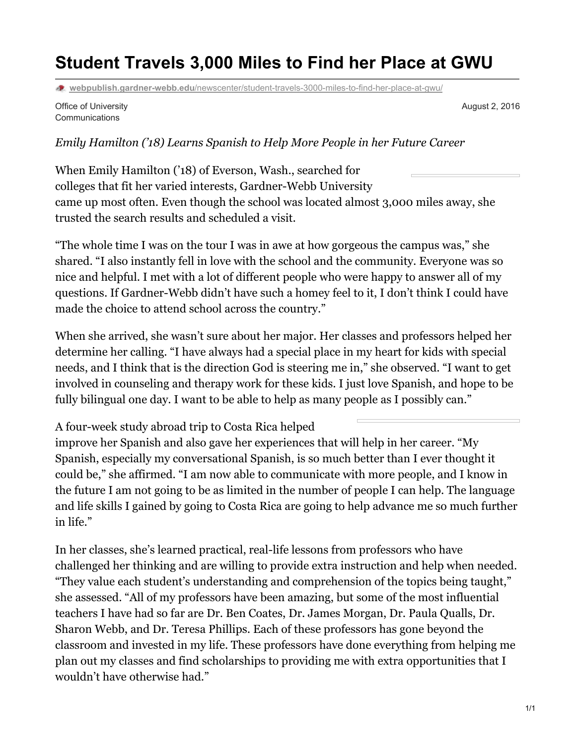# Student Travels 3,000 Miles to Find her Place at GWU

**webpublish.gardner-webb.edu**/newscenter/student-travels-3000-miles-to-find-her-place-at-gwu/

Office of University Communications

August 2, 2016

*Emily Hamilton ('18) Learns Spanish to Help More People in her Future Career*

When Emily Hamilton ('18) of Everson, Wash., searched for colleges that fit her varied interests, Gardner-Webb University came up most often. Even though the school was located almost 3,000 miles away, she trusted the search results and scheduled a visit.

"The whole time I was on the tour I was in awe at how gorgeous the campus was," she shared. "I also instantly fell in love with the school and the community. Everyone was so nice and helpful. I met with a lot of different people who were happy to answer all of my questions. If Gardner-Webb didn't have such a homey feel to it, I don't think I could have made the choice to attend school across the country."

When she arrived, she wasn't sure about her major. Her classes and professors helped her determine her calling. "I have always had a special place in my heart for kids with special needs, and I think that is the direction God is steering me in," she observed. "I want to get involved in counseling and therapy work for these kids. I just love Spanish, and hope to be fully bilingual one day. I want to be able to help as many people as I possibly can."

A four-week study abroad trip to Costa Rica helped improve her Spanish and also gave her experiences that will help in her career. "My Spanish, especially my conversational Spanish, is so much better than I ever thought it could be," she affirmed. "I am now able to communicate with more people, and I know in the future I am not going to be as limited in the number of people I can help. The language and life skills I gained by going to Costa Rica are going to help advance me so much further in life."

In her classes, she's learned practical, real-life lessons from professors who have challenged her thinking and are willing to provide extra instruction and help when needed. "They value each student's understanding and comprehension of the topics being taught," she assessed. "All of my professors have been amazing, but some of the most influential teachers I have had so far are Dr. Ben Coates, Dr. James Morgan, Dr. Paula Qualls, Dr. Sharon Webb, and Dr. Teresa Phillips. Each of these professors has gone beyond the classroom and invested in my life. These professors have done everything from helping me plan out my classes and find scholarships to providing me with extra opportunities that I wouldn't have otherwise had."